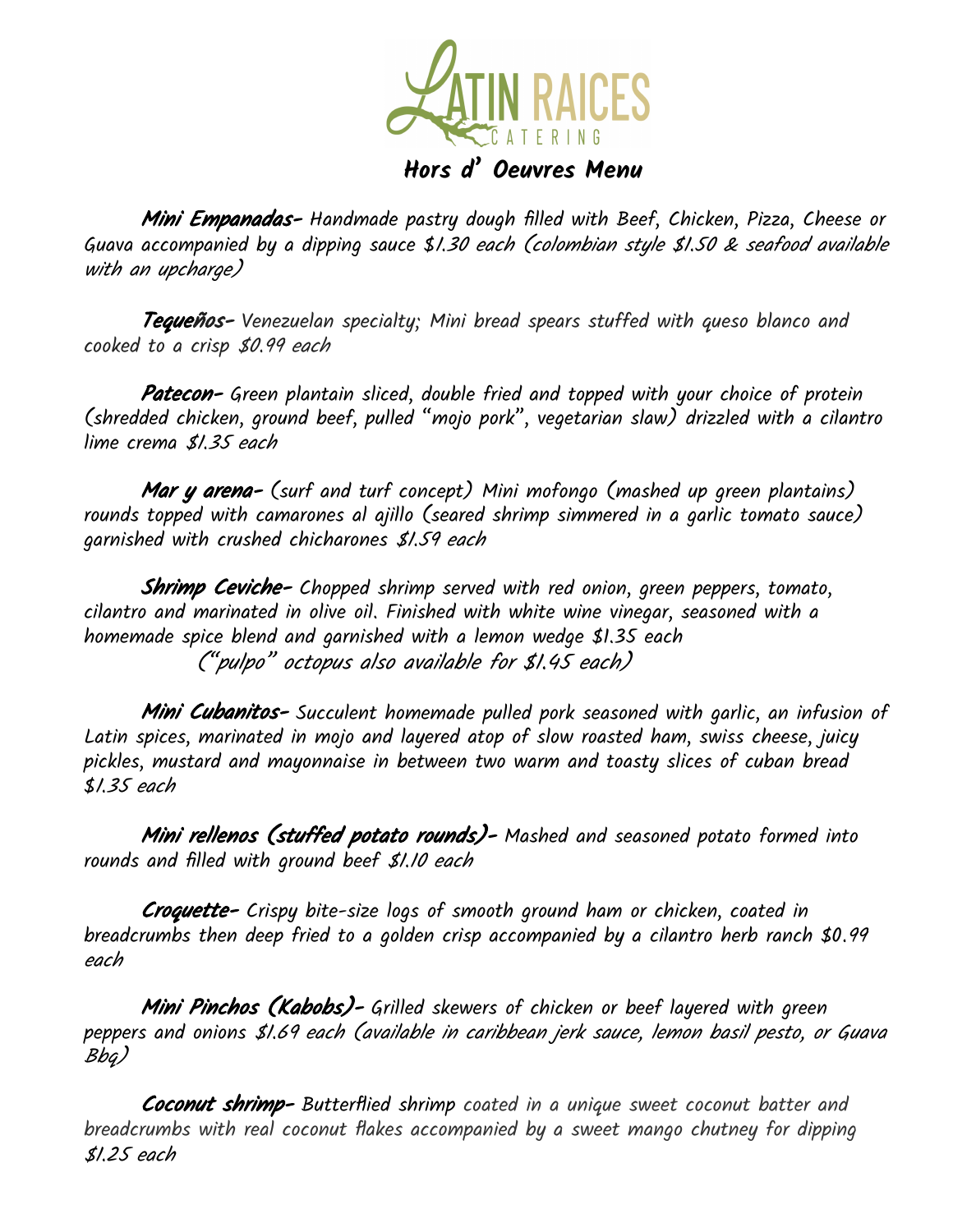# LATIN RAICES CATERING

## Hors d' Oeuvres Menu

***Mini Empanadas-*** *Handmade pastry dough filled with Beef, Chicken, Pizza, Cheese or Guava accompanied by a dipping sauce $1.30 each (colombian style $1.50 & seafood available with an upcharge)*

***Tequeños-*** *Venezuelan specialty; Mini bread spears stuffed with queso blanco and cooked to a crisp $0.99 each*

***Patecon-*** *Green plantain sliced, double fried and topped with your choice of protein (shredded chicken, ground beef, pulled "mojo pork", vegetarian slaw) drizzled with a cilantro lime crema $1.35 each*

***Mar y arena-*** *(surf and turf concept) Mini mofongo (mashed up green plantains) rounds topped with camarones al ajillo (seared shrimp simmered in a garlic tomato sauce) garnished with crushed chicharones $1.59 each*

***Shrimp Ceviche-*** *Chopped shrimp served with red onion, green peppers, tomato, cilantro and marinated in olive oil. Finished with white wine vinegar, seasoned with a homemade spice blend and garnished with a lemon wedge $1.35 each*
*("pulpo" octopus also available for $1.45 each)*

***Mini Cubanitos-*** *Succulent homemade pulled pork seasoned with garlic, an infusion of Latin spices, marinated in mojo and layered atop of slow roasted ham, swiss cheese, juicy pickles, mustard and mayonnaise in between two warm and toasty slices of cuban bread $1.35 each*

***Mini rellenos (stuffed potato rounds)-*** *Mashed and seasoned potato formed into rounds and filled with ground beef $1.10 each*

***Croquette-*** *Crispy bite-size logs of smooth ground ham or chicken, coated in breadcrumbs then deep fried to a golden crisp accompanied by a cilantro herb ranch $0.99 each*

***Mini Pinchos (Kabobs)-*** *Grilled skewers of chicken or beef layered with green peppers and onions $1.69 each (available in caribbean jerk sauce, lemon basil pesto, or Guava Bbq)*

***Coconut shrimp-*** *Butterflied shrimp coated in a unique sweet coconut batter and breadcrumbs with real coconut flakes accompanied by a sweet mango chutney for dipping $1.25 each*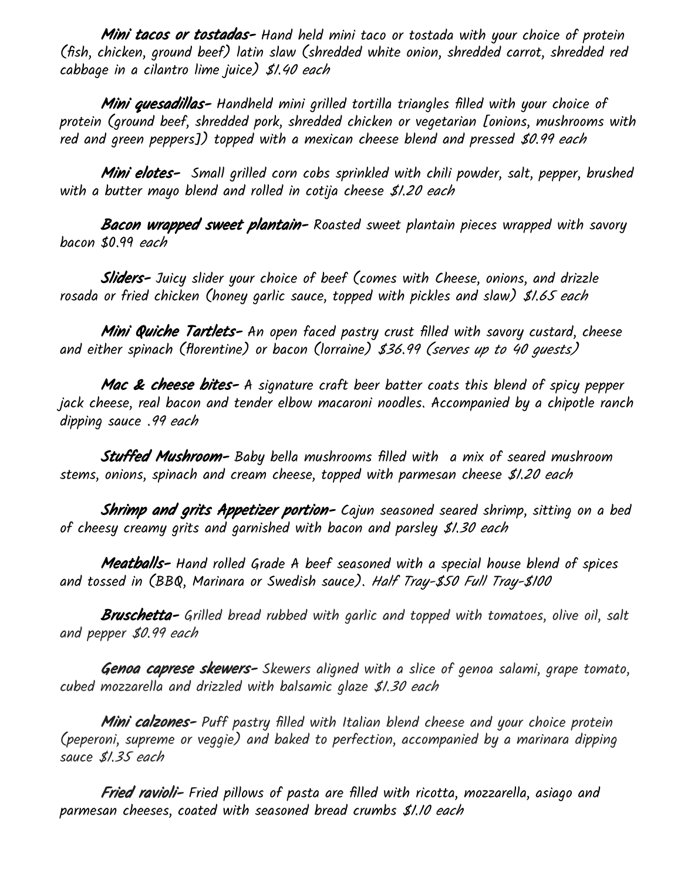**Mini tacos or tostadas-** Hand held mini taco or tostada with your choice of protein (fish, chicken, ground beef) latin slaw (shredded white onion, shredded carrot, shredded red cabbage in a cilantro lime juice) $1.40 each

**Mini quesadillas-** Handheld mini grilled tortilla triangles filled with your choice of protein (ground beef, shredded pork, shredded chicken or vegetarian [onions, mushrooms with red and green peppers]) topped with a mexican cheese blend and pressed $0.99 each

**Mini elotes-** Small grilled corn cobs sprinkled with chili powder, salt, pepper, brushed with a butter mayo blend and rolled in cotija cheese $1.20 each

**Bacon wrapped sweet plantain-** Roasted sweet plantain pieces wrapped with savory bacon $0.99 each

**Sliders-** Juicy slider your choice of beef (comes with Cheese, onions, and drizzle rosada or fried chicken (honey garlic sauce, topped with pickles and slaw) $1.65 each

**Mini Quiche Tartlets-** An open faced pastry crust filled with savory custard, cheese and either spinach (florentine) or bacon (lorraine) $36.99 (serves up to 40 guests)

**Mac & cheese bites-** A signature craft beer batter coats this blend of spicy pepper jack cheese, real bacon and tender elbow macaroni noodles. Accompanied by a chipotle ranch dipping sauce .99 each

**Stuffed Mushroom-** Baby bella mushrooms filled with a mix of seared mushroom stems, onions, spinach and cream cheese, topped with parmesan cheese $1.20 each

**Shrimp and grits Appetizer portion-** Cajun seasoned seared shrimp, sitting on a bed of cheesy creamy grits and garnished with bacon and parsley $1.30 each

**Meatballs-** Hand rolled Grade A beef seasoned with a special house blend of spices and tossed in (BBQ, Marinara or Swedish sauce). Half Tray-$50 Full Tray-$100

**Bruschetta-** Grilled bread rubbed with garlic and topped with tomatoes, olive oil, salt and pepper $0.99 each

**Genoa caprese skewers-** Skewers aligned with a slice of genoa salami, grape tomato, cubed mozzarella and drizzled with balsamic glaze $1.30 each

**Mini calzones-** Puff pastry filled with Italian blend cheese and your choice protein (peperoni, supreme or veggie) and baked to perfection, accompanied by a marinara dipping sauce $1.35 each

**Fried ravioli-** Fried pillows of pasta are filled with ricotta, mozzarella, asiago and parmesan cheeses, coated with seasoned bread crumbs $1.10 each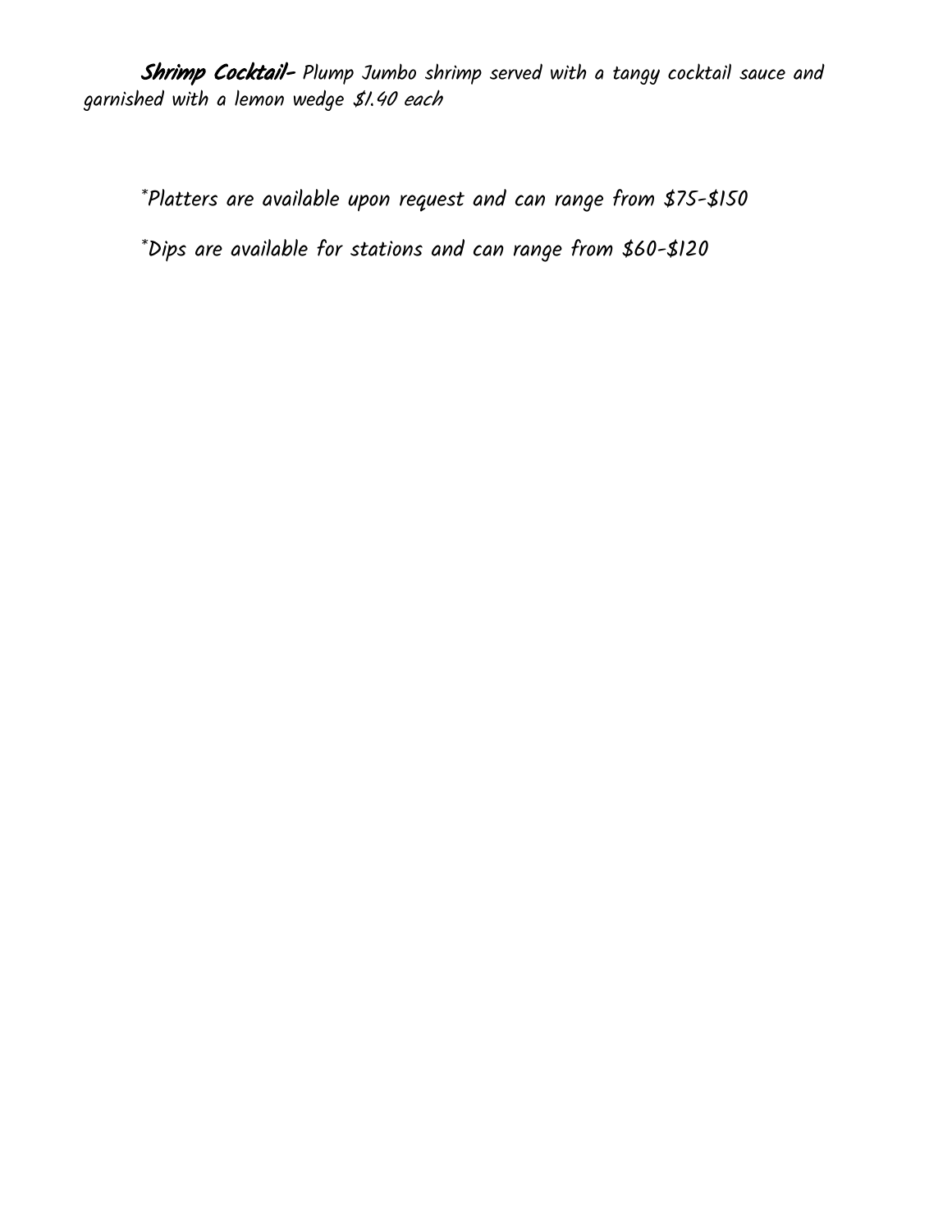***Shrimp Cocktail-*** *Plump Jumbo shrimp served with a tangy cocktail sauce and garnished with a lemon wedge $1.40 each*

*\*Platters are available upon request and can range from $75-$150*

*\*Dips are available for stations and can range from $60-$120*